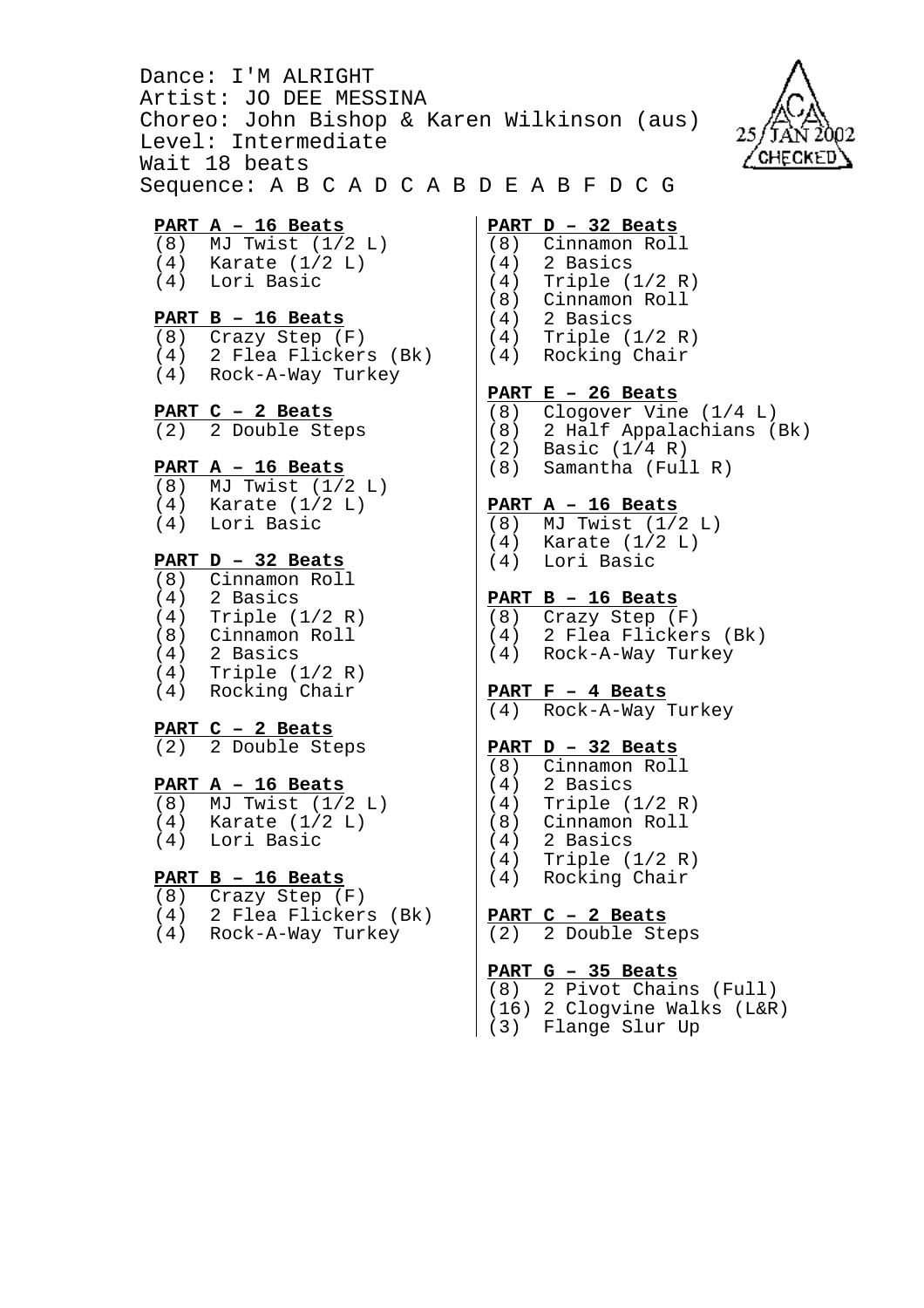Dance: I'M ALRIGHT
Artist: JO DEE MESSINA
Choreo: John Bishop & Karen Wilkinson (aus)
Level: Intermediate
Wait 18 beats
Sequence: A B C A D C A B D E A B F D C G

25 JAN 2002 CHECKED

**PART A – 16 Beats**
(8) MJ Twist (1/2 L)
(4) Karate (1/2 L)
(4) Lori Basic

**PART B – 16 Beats**
(8) Crazy Step (F)
(4) 2 Flea Flickers (Bk)
(4) Rock-A-Way Turkey

**PART C – 2 Beats**
(2) 2 Double Steps

**PART A – 16 Beats**
(8) MJ Twist (1/2 L)
(4) Karate (1/2 L)
(4) Lori Basic

**PART D – 32 Beats**
(8) Cinnamon Roll
(4) 2 Basics
(4) Triple (1/2 R)
(8) Cinnamon Roll
(4) 2 Basics
(4) Triple (1/2 R)
(4) Rocking Chair

**PART C – 2 Beats**
(2) 2 Double Steps

**PART A – 16 Beats**
(8) MJ Twist (1/2 L)
(4) Karate (1/2 L)
(4) Lori Basic

**PART B – 16 Beats**
(8) Crazy Step (F)
(4) 2 Flea Flickers (Bk)
(4) Rock-A-Way Turkey

**PART D – 32 Beats**
(8) Cinnamon Roll
(4) 2 Basics
(4) Triple (1/2 R)
(8) Cinnamon Roll
(4) 2 Basics
(4) Triple (1/2 R)
(4) Rocking Chair

**PART E – 26 Beats**
(8) Clogover Vine (1/4 L)
(8) 2 Half Appalachians (Bk)
(2) Basic (1/4 R)
(8) Samantha (Full R)

**PART A – 16 Beats**
(8) MJ Twist (1/2 L)
(4) Karate (1/2 L)
(4) Lori Basic

**PART B – 16 Beats**
(8) Crazy Step (F)
(4) 2 Flea Flickers (Bk)
(4) Rock-A-Way Turkey

**PART F – 4 Beats**
(4) Rock-A-Way Turkey

**PART D – 32 Beats**
(8) Cinnamon Roll
(4) 2 Basics
(4) Triple (1/2 R)
(8) Cinnamon Roll
(4) 2 Basics
(4) Triple (1/2 R)
(4) Rocking Chair

**PART C – 2 Beats**
(2) 2 Double Steps

**PART G – 35 Beats**
(8) 2 Pivot Chains (Full)
(16) 2 Clogvine Walks (L&R)
(3) Flange Slur Up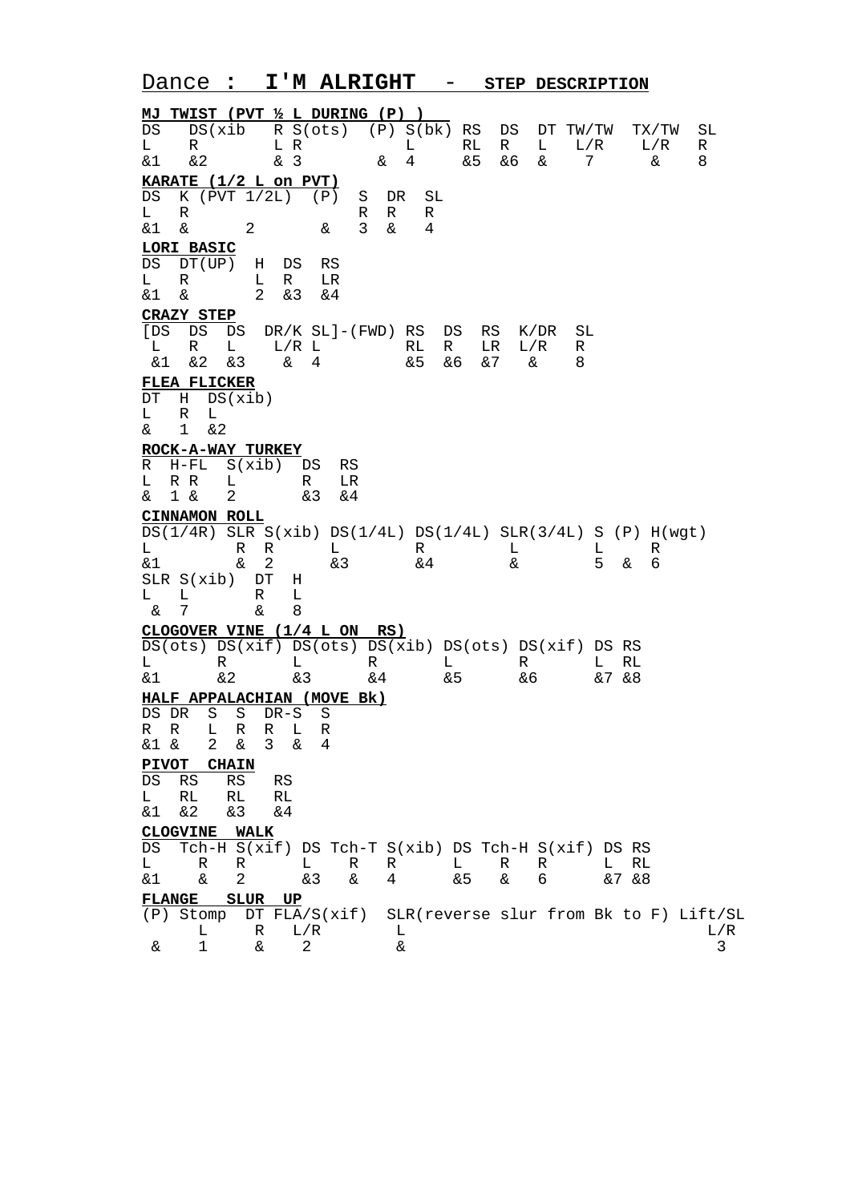# Dance : **I'M ALRIGHT** - **STEP DESCRIPTION**

**MJ TWIST (PVT ½ L DURING (P) )**

```
DS   DS(xib   R S(ots)  (P) S(bk) RS   DS   DT TW/TW   TX/TW   SL
L    R        L R             L     RL   R    L   L/R     L/R    R
&1   &2       & 3         &   4     &5   &6   &    7       &     8
```

**KARATE (1/2 L on PVT)**

```
DS  K (PVT 1/2L)  (P)  S  DR  SL
L   R                  R  R   R
&1  &       2      &   3  &   4
```

**LORI BASIC**

```
DS  DT(UP)  H  DS  RS
L   R       L  R   LR
&1  &       2  &3  &4
```

**CRAZY STEP**

```
[DS  DS  DS  DR/K SL]-(FWD) RS  DS  RS  K/DR  SL
 L   R   L    L/R L         RL  R   LR  L/R   R
 &1  &2  &3    &  4         &5  &6  &7   &    8
```

**FLEA FLICKER**

```
DT  H  DS(xib)
L   R  L
&   1  &2
```

**ROCK-A-WAY TURKEY**

```
R  H-FL  S(xib)  DS  RS
L  R R   L       R   LR
&  1 &   2       &3  &4
```

**CINNAMON ROLL**

```
DS(1/4R) SLR S(xib) DS(1/4L) DS(1/4L) SLR(3/4L) S (P) H(wgt)
L          R  R       L        R          L        L      R
&1         &  2       &3       &4         &        5  &   6
SLR S(xib)  DT  H
L   L       R   L
 &  7       &   8
```

**CLOGOVER VINE (1/4 L ON RS)**

```
DS(ots) DS(xif) DS(ots) DS(xib) DS(ots) DS(xif) DS RS
L       R       L       R       L       R       L  RL
&1      &2      &3      &4      &5      &6      &7 &8
```

**HALF APPALACHIAN (MOVE Bk)**

```
DS DR  S  S  DR-S  S
R  R   L  R  R  L  R
&1 &   2  &  3  &  4
```

**PIVOT CHAIN**

```
DS  RS   RS   RS
L   RL   RL   RL
&1  &2   &3   &4
```

**CLOGVINE WALK**

```
DS  Tch-H S(xif) DS Tch-T S(xib) DS Tch-H S(xif) DS RS
L     R    R      L    R    R     L    R    R     L  RL
&1    &    2      &3   &    4     &5   &    6     &7 &8
```

**FLANGE SLUR UP**

```
(P) Stomp  DT FLA/S(xif)  SLR(reverse slur from Bk to F) Lift/SL
      L     R   L/R        L                                L/R
 &    1     &   2          &                                 3
```